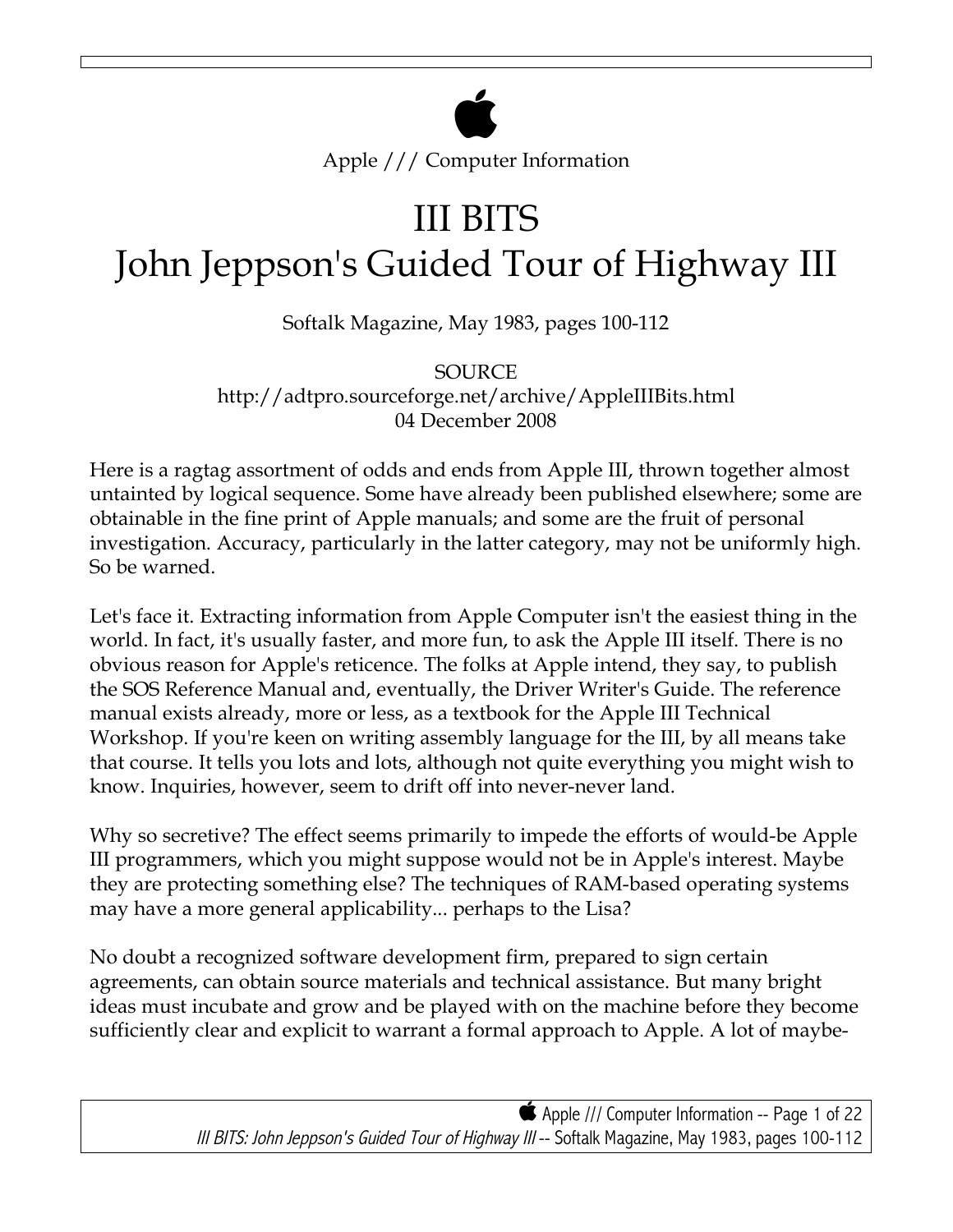Apple /// Computer Information

# III BITS
# John Jeppson's Guided Tour of Highway III

Softalk Magazine, May 1983, pages 100-112

SOURCE
http://adtpro.sourceforge.net/archive/AppleIIIBits.html
04 December 2008

Here is a ragtag assortment of odds and ends from Apple III, thrown together almost untainted by logical sequence. Some have already been published elsewhere; some are obtainable in the fine print of Apple manuals; and some are the fruit of personal investigation. Accuracy, particularly in the latter category, may not be uniformly high. So be warned.

Let's face it. Extracting information from Apple Computer isn't the easiest thing in the world. In fact, it's usually faster, and more fun, to ask the Apple III itself. There is no obvious reason for Apple's reticence. The folks at Apple intend, they say, to publish the SOS Reference Manual and, eventually, the Driver Writer's Guide. The reference manual exists already, more or less, as a textbook for the Apple III Technical Workshop. If you're keen on writing assembly language for the III, by all means take that course. It tells you lots and lots, although not quite everything you might wish to know. Inquiries, however, seem to drift off into never-never land.

Why so secretive? The effect seems primarily to impede the efforts of would-be Apple III programmers, which you might suppose would not be in Apple's interest. Maybe they are protecting something else? The techniques of RAM-based operating systems may have a more general applicability... perhaps to the Lisa?

No doubt a recognized software development firm, prepared to sign certain agreements, can obtain source materials and technical assistance. But many bright ideas must incubate and grow and be played with on the machine before they become sufficiently clear and explicit to warrant a formal approach to Apple. A lot of maybe-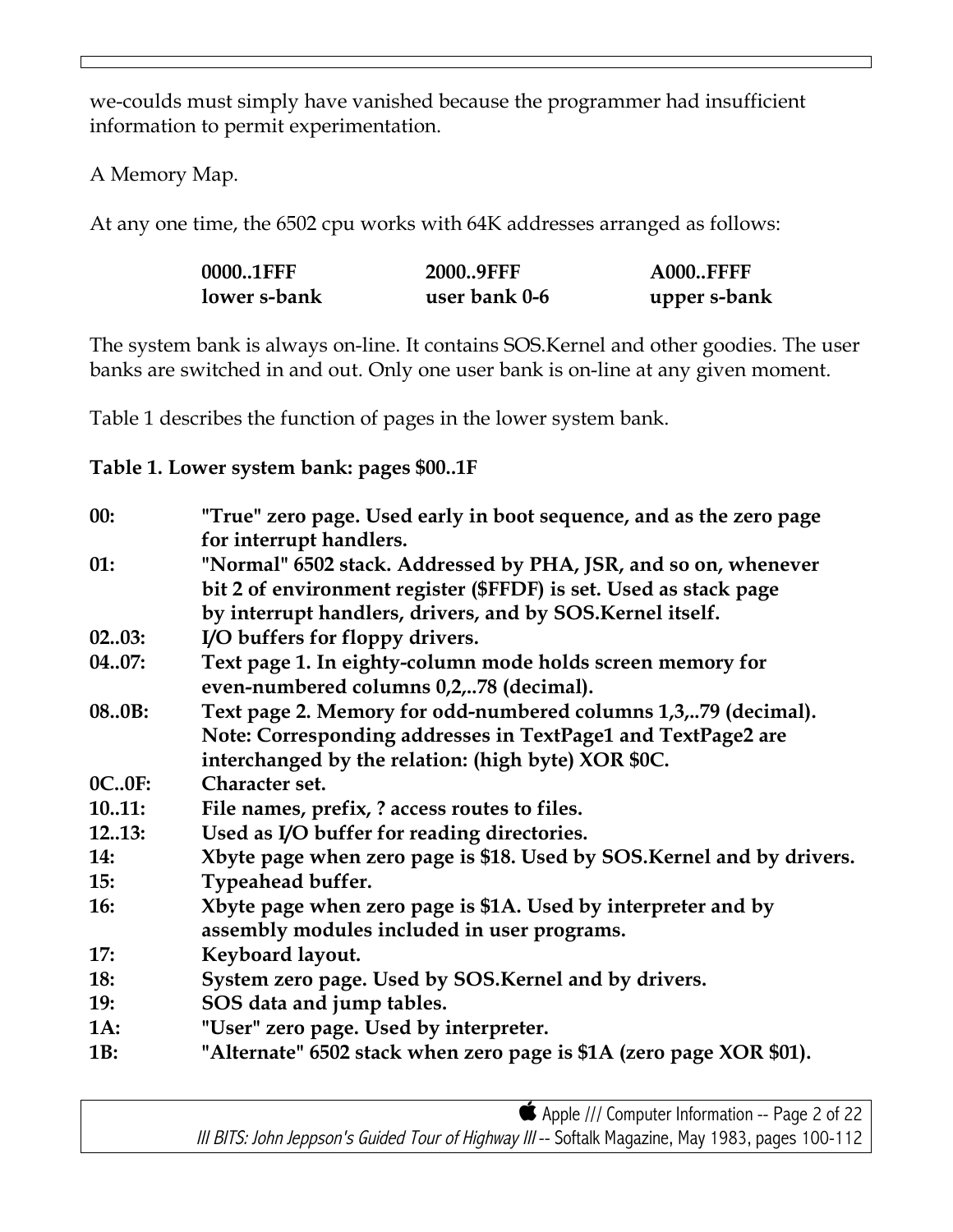we-coulds must simply have vanished because the programmer had insufficient information to permit experimentation.

A Memory Map.

At any one time, the 6502 cpu works with 64K addresses arranged as follows:

| 0000..1FFF | 2000..9FFF | A000..FFFF |
|---|---|---|
| lower s-bank | user bank 0-6 | upper s-bank |

The system bank is always on-line. It contains SOS.Kernel and other goodies. The user banks are switched in and out. Only one user bank is on-line at any given moment.

Table 1 describes the function of pages in the lower system bank.

**Table 1. Lower system bank: pages $00..1F**

| | |
|---|---|
| **00:** | **"True" zero page. Used early in boot sequence, and as the zero page for interrupt handlers.** |
| **01:** | **"Normal" 6502 stack. Addressed by PHA, JSR, and so on, whenever bit 2 of environment register ($FFDF) is set. Used as stack page by interrupt handlers, drivers, and by SOS.Kernel itself.** |
| **02..03:** | **I/O buffers for floppy drivers.** |
| **04..07:** | **Text page 1. In eighty-column mode holds screen memory for even-numbered columns 0,2,..78 (decimal).** |
| **08..0B:** | **Text page 2. Memory for odd-numbered columns 1,3,..79 (decimal). Note: Corresponding addresses in TextPage1 and TextPage2 are interchanged by the relation: (high byte) XOR $0C.** |
| **0C..0F:** | **Character set.** |
| **10..11:** | **File names, prefix, ? access routes to files.** |
| **12..13:** | **Used as I/O buffer for reading directories.** |
| **14:** | **Xbyte page when zero page is $18. Used by SOS.Kernel and by drivers.** |
| **15:** | **Typeahead buffer.** |
| **16:** | **Xbyte page when zero page is $1A. Used by interpreter and by assembly modules included in user programs.** |
| **17:** | **Keyboard layout.** |
| **18:** | **System zero page. Used by SOS.Kernel and by drivers.** |
| **19:** | **SOS data and jump tables.** |
| **1A:** | **"User" zero page. Used by interpreter.** |
| **1B:** | **"Alternate" 6502 stack when zero page is $1A (zero page XOR $01).** |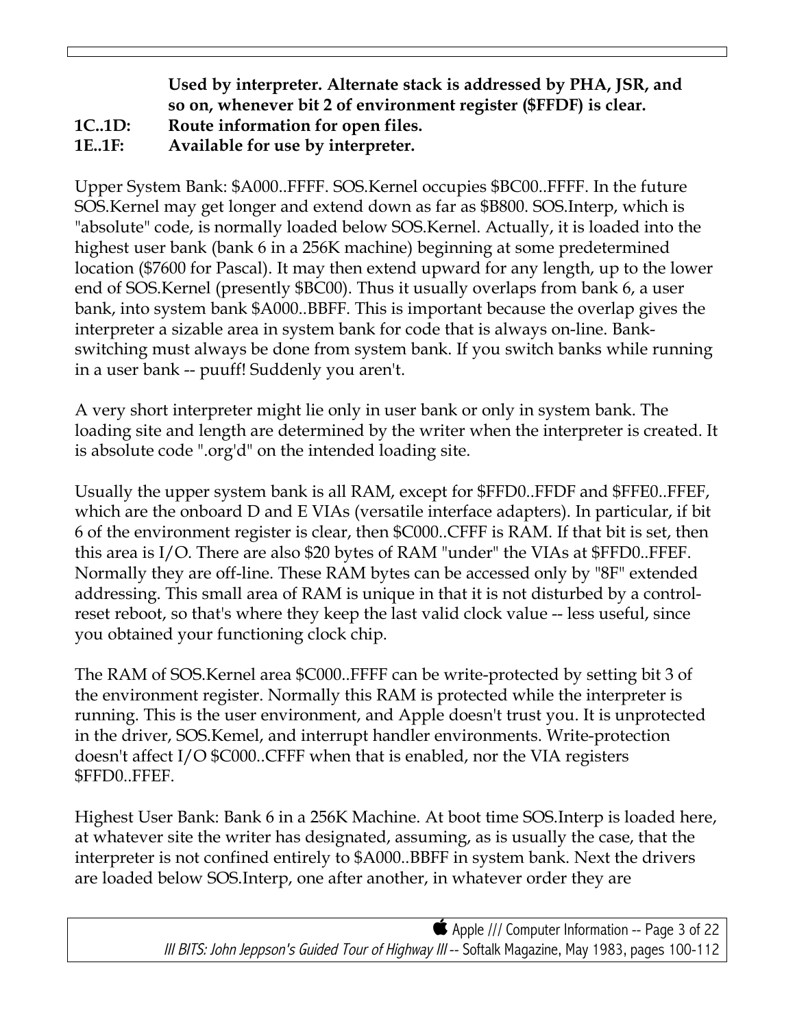**Used by interpreter. Alternate stack is addressed by PHA, JSR, and so on, whenever bit 2 of environment register ($FFDF) is clear.**

**1C..1D: Route information for open files.**

**1E..1F: Available for use by interpreter.**

Upper System Bank: $A000..FFFF. SOS.Kernel occupies $BC00..FFFF. In the future SOS.Kernel may get longer and extend down as far as $B800. SOS.Interp, which is "absolute" code, is normally loaded below SOS.Kernel. Actually, it is loaded into the highest user bank (bank 6 in a 256K machine) beginning at some predetermined location ($7600 for Pascal). It may then extend upward for any length, up to the lower end of SOS.Kernel (presently $BC00). Thus it usually overlaps from bank 6, a user bank, into system bank $A000..BBFF. This is important because the overlap gives the interpreter a sizable area in system bank for code that is always on-line. Bank-switching must always be done from system bank. If you switch banks while running in a user bank -- puuff! Suddenly you aren't.

A very short interpreter might lie only in user bank or only in system bank. The loading site and length are determined by the writer when the interpreter is created. It is absolute code ".org'd" on the intended loading site.

Usually the upper system bank is all RAM, except for $FFD0..FFDF and $FFE0..FFEF, which are the onboard D and E VIAs (versatile interface adapters). In particular, if bit 6 of the environment register is clear, then $C000..CFFF is RAM. If that bit is set, then this area is I/O. There are also $20 bytes of RAM "under" the VIAs at $FFD0..FFEF. Normally they are off-line. These RAM bytes can be accessed only by "8F" extended addressing. This small area of RAM is unique in that it is not disturbed by a control-reset reboot, so that's where they keep the last valid clock value -- less useful, since you obtained your functioning clock chip.

The RAM of SOS.Kernel area $C000..FFFF can be write-protected by setting bit 3 of the environment register. Normally this RAM is protected while the interpreter is running. This is the user environment, and Apple doesn't trust you. It is unprotected in the driver, SOS.Kemel, and interrupt handler environments. Write-protection doesn't affect I/O $C000..CFFF when that is enabled, nor the VIA registers $FFD0..FFEF.

Highest User Bank: Bank 6 in a 256K Machine. At boot time SOS.Interp is loaded here, at whatever site the writer has designated, assuming, as is usually the case, that the interpreter is not confined entirely to $A000..BBFF in system bank. Next the drivers are loaded below SOS.Interp, one after another, in whatever order they are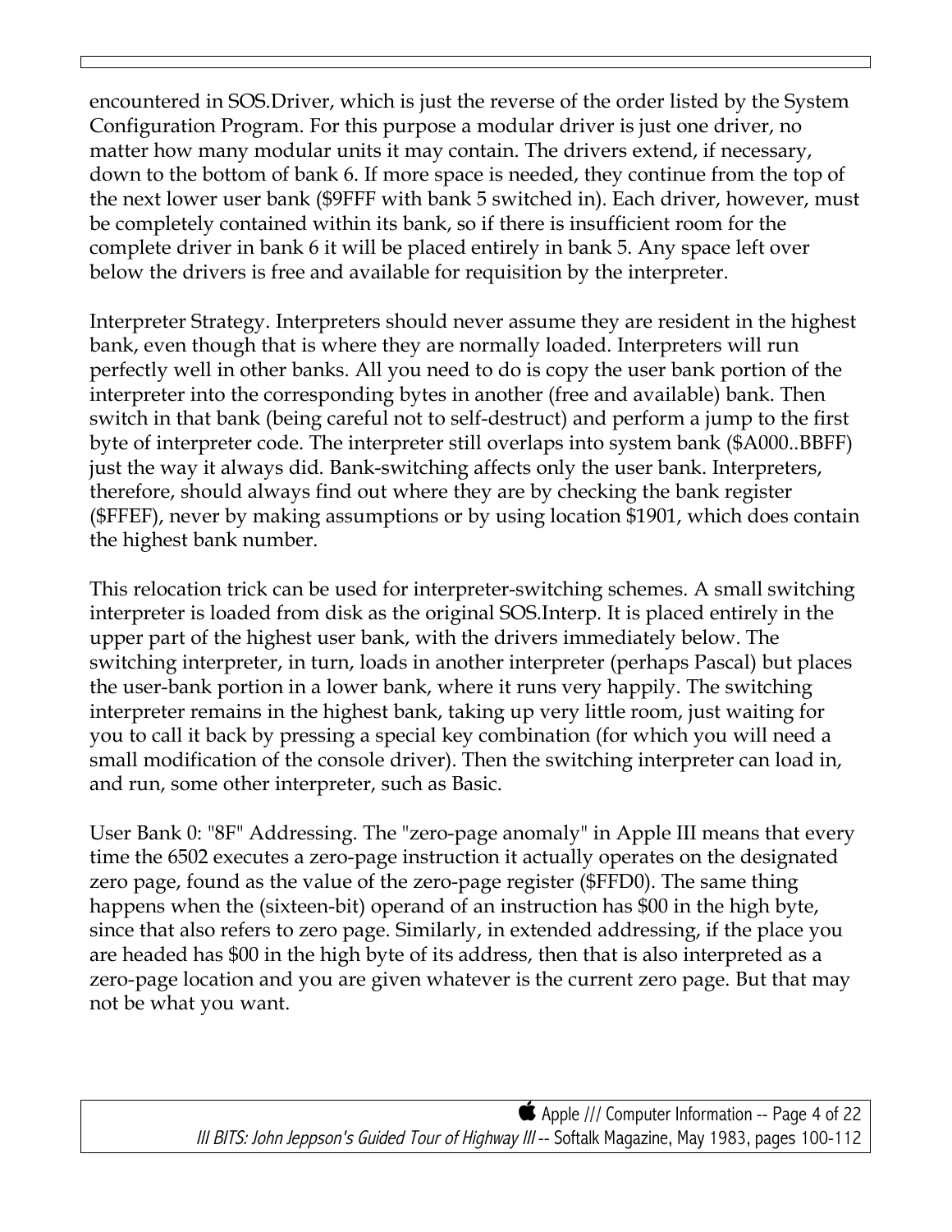encountered in SOS.Driver, which is just the reverse of the order listed by the System Configuration Program. For this purpose a modular driver is just one driver, no matter how many modular units it may contain. The drivers extend, if necessary, down to the bottom of bank 6. If more space is needed, they continue from the top of the next lower user bank ($9FFF with bank 5 switched in). Each driver, however, must be completely contained within its bank, so if there is insufficient room for the complete driver in bank 6 it will be placed entirely in bank 5. Any space left over below the drivers is free and available for requisition by the interpreter.

Interpreter Strategy. Interpreters should never assume they are resident in the highest bank, even though that is where they are normally loaded. Interpreters will run perfectly well in other banks. All you need to do is copy the user bank portion of the interpreter into the corresponding bytes in another (free and available) bank. Then switch in that bank (being careful not to self-destruct) and perform a jump to the first byte of interpreter code. The interpreter still overlaps into system bank ($A000..BBFF) just the way it always did. Bank-switching affects only the user bank. Interpreters, therefore, should always find out where they are by checking the bank register ($FFEF), never by making assumptions or by using location $1901, which does contain the highest bank number.

This relocation trick can be used for interpreter-switching schemes. A small switching interpreter is loaded from disk as the original SOS.Interp. It is placed entirely in the upper part of the highest user bank, with the drivers immediately below. The switching interpreter, in turn, loads in another interpreter (perhaps Pascal) but places the user-bank portion in a lower bank, where it runs very happily. The switching interpreter remains in the highest bank, taking up very little room, just waiting for you to call it back by pressing a special key combination (for which you will need a small modification of the console driver). Then the switching interpreter can load in, and run, some other interpreter, such as Basic.

User Bank 0: "8F" Addressing. The "zero-page anomaly" in Apple III means that every time the 6502 executes a zero-page instruction it actually operates on the designated zero page, found as the value of the zero-page register ($FFD0). The same thing happens when the (sixteen-bit) operand of an instruction has $00 in the high byte, since that also refers to zero page. Similarly, in extended addressing, if the place you are headed has $00 in the high byte of its address, then that is also interpreted as a zero-page location and you are given whatever is the current zero page. But that may not be what you want.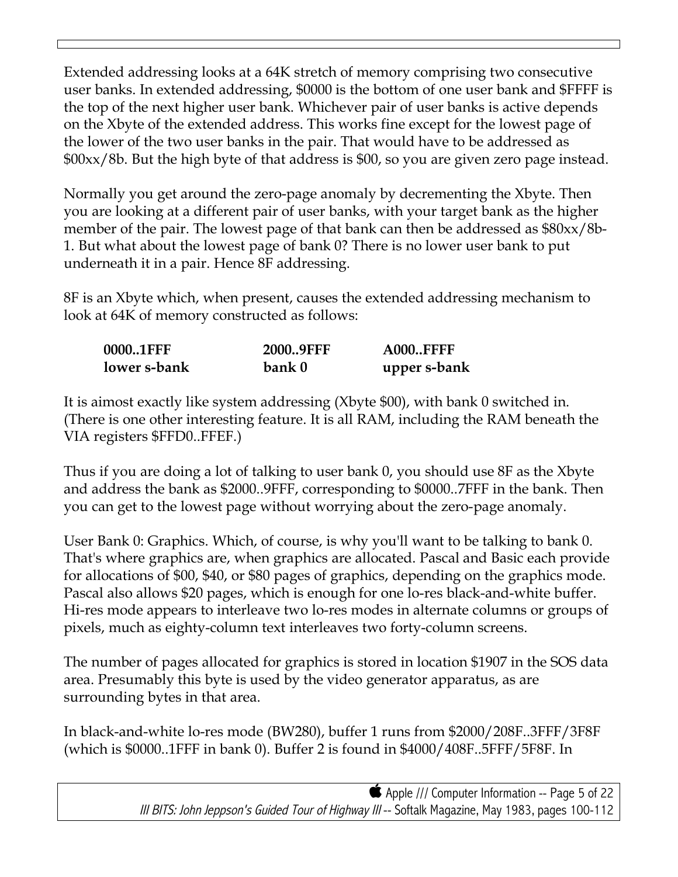Extended addressing looks at a 64K stretch of memory comprising two consecutive user banks. In extended addressing, $0000 is the bottom of one user bank and $FFFF is the top of the next higher user bank. Whichever pair of user banks is active depends on the Xbyte of the extended address. This works fine except for the lowest page of the lower of the two user banks in the pair. That would have to be addressed as $00xx/8b. But the high byte of that address is $00, so you are given zero page instead.

Normally you get around the zero-page anomaly by decrementing the Xbyte. Then you are looking at a different pair of user banks, with your target bank as the higher member of the pair. The lowest page of that bank can then be addressed as $80xx/8b-1. But what about the lowest page of bank 0? There is no lower user bank to put underneath it in a pair. Hence 8F addressing.

8F is an Xbyte which, when present, causes the extended addressing mechanism to look at 64K of memory constructed as follows:

| **0000..1FFF** | **2000..9FFF** | **A000..FFFF** |
|---|---|---|
| **lower s-bank** | **bank 0** | **upper s-bank** |

It is aimost exactly like system addressing (Xbyte $00), with bank 0 switched in. (There is one other interesting feature. It is all RAM, including the RAM beneath the VIA registers $FFD0..FFEF.)

Thus if you are doing a lot of talking to user bank 0, you should use 8F as the Xbyte and address the bank as $2000..9FFF, corresponding to $0000..7FFF in the bank. Then you can get to the lowest page without worrying about the zero-page anomaly.

User Bank 0: Graphics. Which, of course, is why you'll want to be talking to bank 0. That's where graphics are, when graphics are allocated. Pascal and Basic each provide for allocations of $00, $40, or $80 pages of graphics, depending on the graphics mode. Pascal also allows $20 pages, which is enough for one lo-res black-and-white buffer. Hi-res mode appears to interleave two lo-res modes in alternate columns or groups of pixels, much as eighty-column text interleaves two forty-column screens.

The number of pages allocated for graphics is stored in location $1907 in the SOS data area. Presumably this byte is used by the video generator apparatus, as are surrounding bytes in that area.

In black-and-white lo-res mode (BW280), buffer 1 runs from $2000/208F..3FFF/3F8F (which is $0000..1FFF in bank 0). Buffer 2 is found in $4000/408F..5FFF/5F8F. In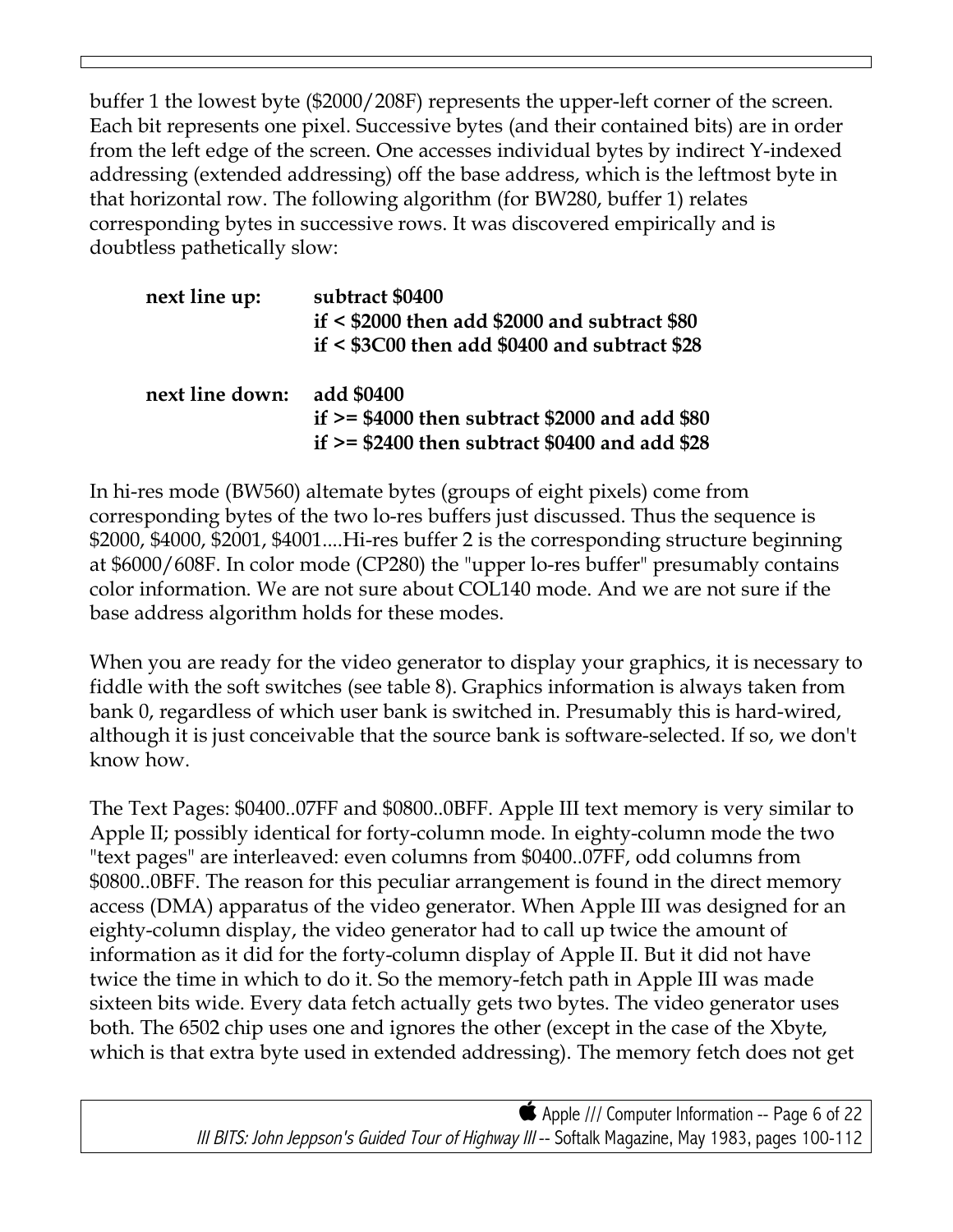buffer 1 the lowest byte ($2000/208F) represents the upper-left corner of the screen. Each bit represents one pixel. Successive bytes (and their contained bits) are in order from the left edge of the screen. One accesses individual bytes by indirect Y-indexed addressing (extended addressing) off the base address, which is the leftmost byte in that horizontal row. The following algorithm (for BW280, buffer 1) relates corresponding bytes in successive rows. It was discovered empirically and is doubtless pathetically slow:

| | |
|---|---|
| **next line up:** | **subtract $0400** |
| | **if < $2000 then add $2000 and subtract $80** |
| | **if < $3C00 then add $0400 and subtract $28** |
| **next line down:** | **add $0400** |
| | **if >= $4000 then subtract $2000 and add $80** |
| | **if >= $2400 then subtract $0400 and add $28** |

In hi-res mode (BW560) altemate bytes (groups of eight pixels) come from corresponding bytes of the two lo-res buffers just discussed. Thus the sequence is $2000, $4000, $2001, $4001....Hi-res buffer 2 is the corresponding structure beginning at $6000/608F. In color mode (CP280) the "upper lo-res buffer" presumably contains color information. We are not sure about COL140 mode. And we are not sure if the base address algorithm holds for these modes.

When you are ready for the video generator to display your graphics, it is necessary to fiddle with the soft switches (see table 8). Graphics information is always taken from bank 0, regardless of which user bank is switched in. Presumably this is hard-wired, although it is just conceivable that the source bank is software-selected. If so, we don't know how.

The Text Pages: $0400..07FF and $0800..0BFF. Apple III text memory is very similar to Apple II; possibly identical for forty-column mode. In eighty-column mode the two "text pages" are interleaved: even columns from $0400..07FF, odd columns from $0800..0BFF. The reason for this peculiar arrangement is found in the direct memory access (DMA) apparatus of the video generator. When Apple III was designed for an eighty-column display, the video generator had to call up twice the amount of information as it did for the forty-column display of Apple II. But it did not have twice the time in which to do it. So the memory-fetch path in Apple III was made sixteen bits wide. Every data fetch actually gets two bytes. The video generator uses both. The 6502 chip uses one and ignores the other (except in the case of the Xbyte, which is that extra byte used in extended addressing). The memory fetch does not get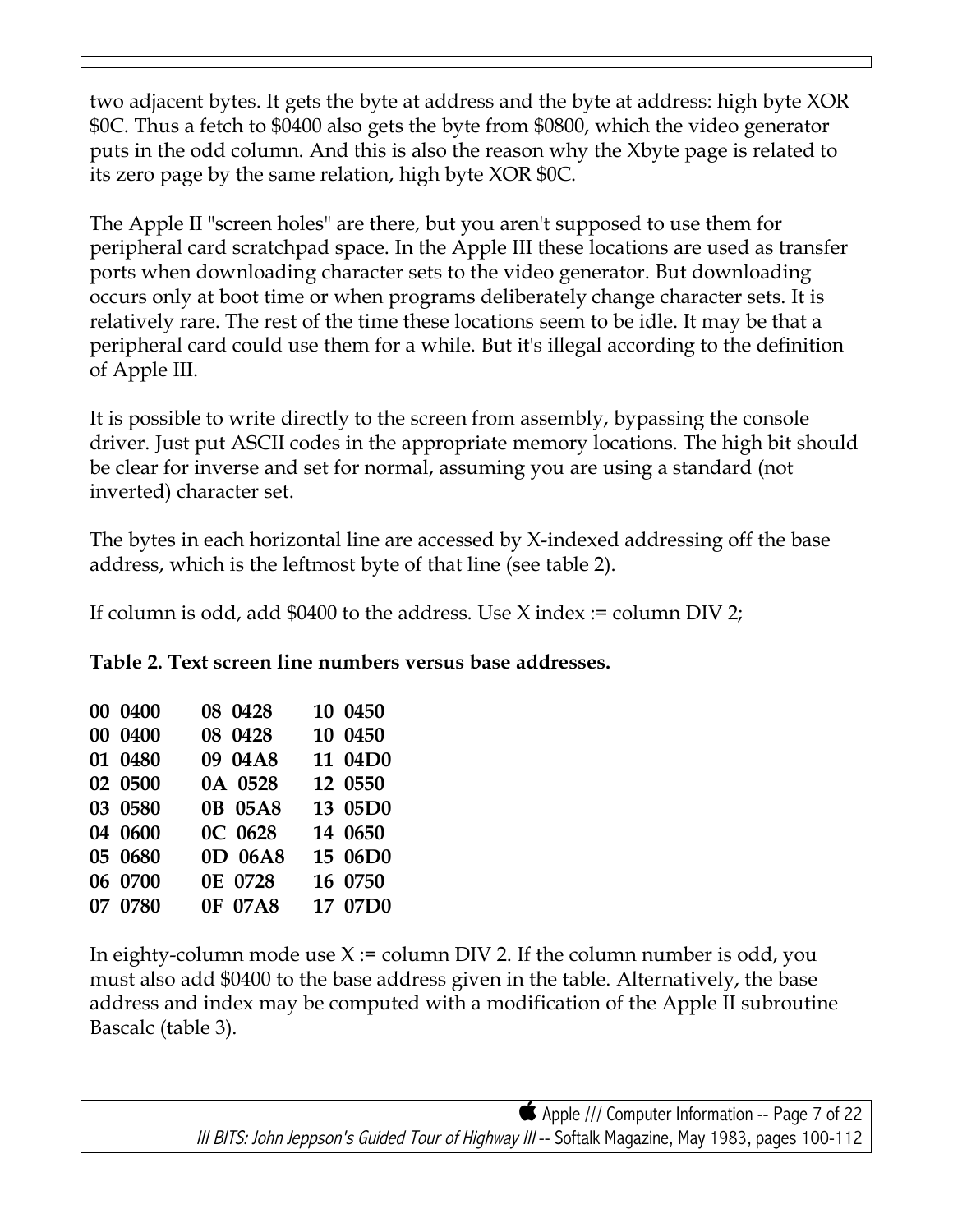two adjacent bytes. It gets the byte at address and the byte at address: high byte XOR $0C. Thus a fetch to $0400 also gets the byte from $0800, which the video generator puts in the odd column. And this is also the reason why the Xbyte page is related to its zero page by the same relation, high byte XOR $0C.

The Apple II "screen holes" are there, but you aren't supposed to use them for peripheral card scratchpad space. In the Apple III these locations are used as transfer ports when downloading character sets to the video generator. But downloading occurs only at boot time or when programs deliberately change character sets. It is relatively rare. The rest of the time these locations seem to be idle. It may be that a peripheral card could use them for a while. But it's illegal according to the definition of Apple III.

It is possible to write directly to the screen from assembly, bypassing the console driver. Just put ASCII codes in the appropriate memory locations. The high bit should be clear for inverse and set for normal, assuming you are using a standard (not inverted) character set.

The bytes in each horizontal line are accessed by X-indexed addressing off the base address, which is the leftmost byte of that line (see table 2).

If column is odd, add $0400 to the address. Use X index := column DIV 2;

**Table 2. Text screen line numbers versus base addresses.**

| | | | | | |
|---|---|---|---|---|---|
| **00** | **0400** | **08** | **0428** | **10** | **0450** |
| **00** | **0400** | **08** | **0428** | **10** | **0450** |
| **01** | **0480** | **09** | **04A8** | **11** | **04D0** |
| **02** | **0500** | **0A** | **0528** | **12** | **0550** |
| **03** | **0580** | **0B** | **05A8** | **13** | **05D0** |
| **04** | **0600** | **0C** | **0628** | **14** | **0650** |
| **05** | **0680** | **0D** | **06A8** | **15** | **06D0** |
| **06** | **0700** | **0E** | **0728** | **16** | **0750** |
| **07** | **0780** | **0F** | **07A8** | **17** | **07D0** |

In eighty-column mode use X := column DIV 2. If the column number is odd, you must also add $0400 to the base address given in the table. Alternatively, the base address and index may be computed with a modification of the Apple II subroutine Bascalc (table 3).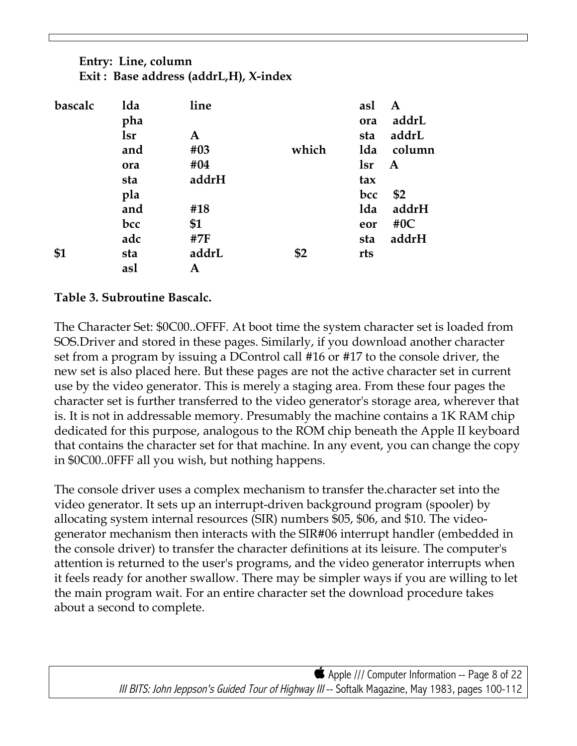**Entry: Line, column**
**Exit : Base address (addrL,H), X-index**

```
bascalc  lda   line              asl   A
         pha                     ora   addrL
         lsr   A                 sta   addrL
         and   #03       which   lda   column
         ora   #04               lsr   A
         sta   addrH             tax
         pla                     bcc   $2
         and   #18               lda   addrH
         bcc   $1                eor   #0C
         adc   #7F               sta   addrH
$1       sta   addrL     $2      rts
         asl   A
```

**Table 3. Subroutine Bascalc.**

The Character Set: $0C00..OFFF. At boot time the system character set is loaded from SOS.Driver and stored in these pages. Similarly, if you download another character set from a program by issuing a DControl call #16 or #17 to the console driver, the new set is also placed here. But these pages are not the active character set in current use by the video generator. This is merely a staging area. From these four pages the character set is further transferred to the video generator's storage area, wherever that is. It is not in addressable memory. Presumably the machine contains a 1K RAM chip dedicated for this purpose, analogous to the ROM chip beneath the Apple II keyboard that contains the character set for that machine. In any event, you can change the copy in $0C00..0FFF all you wish, but nothing happens.

The console driver uses a complex mechanism to transfer the.character set into the video generator. It sets up an interrupt-driven background program (spooler) by allocating system internal resources (SIR) numbers $05, $06, and $10. The video-generator mechanism then interacts with the SIR#06 interrupt handler (embedded in the console driver) to transfer the character definitions at its leisure. The computer's attention is returned to the user's programs, and the video generator interrupts when it feels ready for another swallow. There may be simpler ways if you are willing to let the main program wait. For an entire character set the download procedure takes about a second to complete.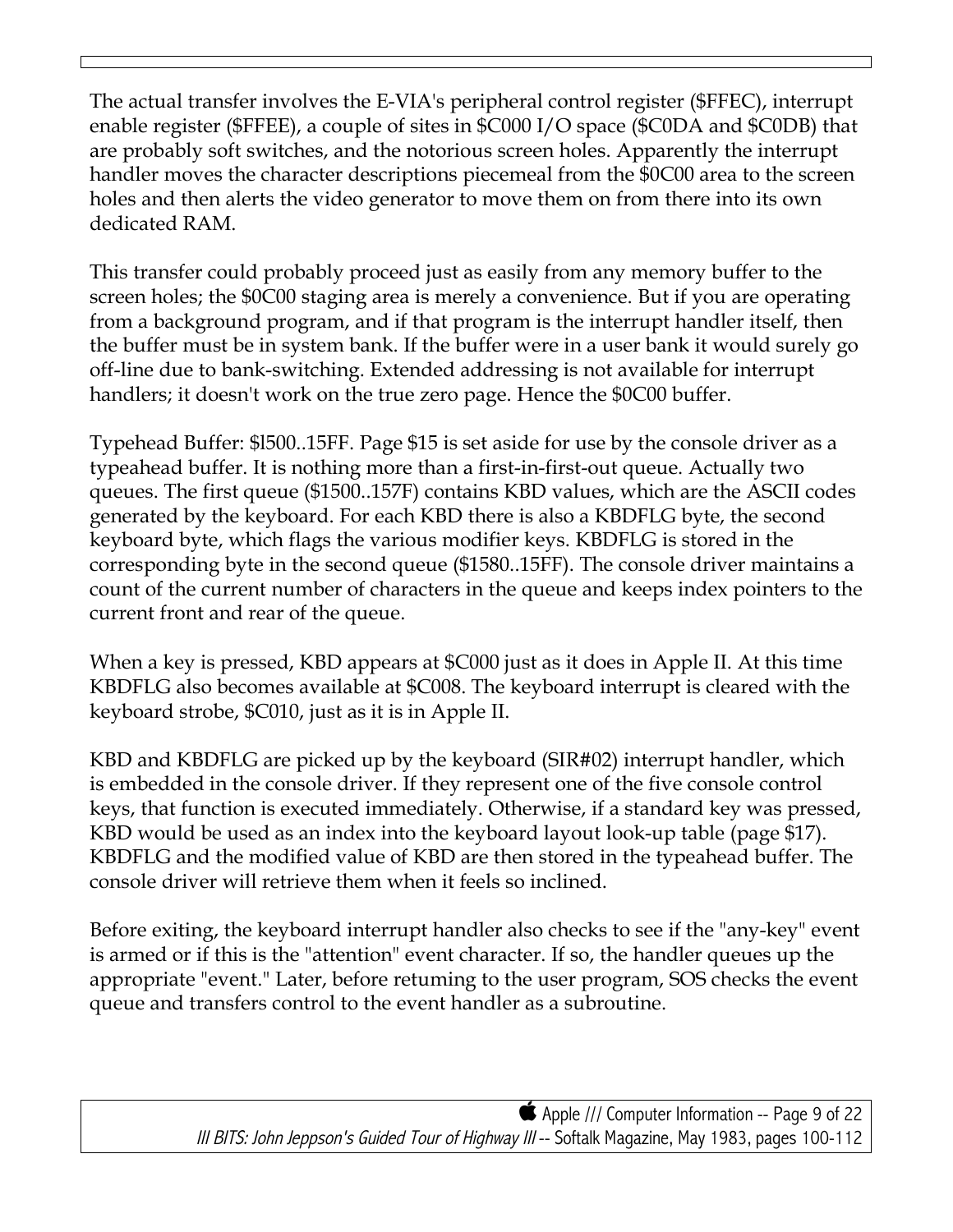The actual transfer involves the E-VIA's peripheral control register ($FFEC), interrupt enable register ($FFEE), a couple of sites in $C000 I/O space ($C0DA and $C0DB) that are probably soft switches, and the notorious screen holes. Apparently the interrupt handler moves the character descriptions piecemeal from the $0C00 area to the screen holes and then alerts the video generator to move them on from there into its own dedicated RAM.

This transfer could probably proceed just as easily from any memory buffer to the screen holes; the $0C00 staging area is merely a convenience. But if you are operating from a background program, and if that program is the interrupt handler itself, then the buffer must be in system bank. If the buffer were in a user bank it would surely go off-line due to bank-switching. Extended addressing is not available for interrupt handlers; it doesn't work on the true zero page. Hence the $0C00 buffer.

Typehead Buffer: $l500..15FF. Page $15 is set aside for use by the console driver as a typeahead buffer. It is nothing more than a first-in-first-out queue. Actually two queues. The first queue ($1500..157F) contains KBD values, which are the ASCII codes generated by the keyboard. For each KBD there is also a KBDFLG byte, the second keyboard byte, which flags the various modifier keys. KBDFLG is stored in the corresponding byte in the second queue ($1580..15FF). The console driver maintains a count of the current number of characters in the queue and keeps index pointers to the current front and rear of the queue.

When a key is pressed, KBD appears at $C000 just as it does in Apple II. At this time KBDFLG also becomes available at $C008. The keyboard interrupt is cleared with the keyboard strobe, $C010, just as it is in Apple II.

KBD and KBDFLG are picked up by the keyboard (SIR#02) interrupt handler, which is embedded in the console driver. If they represent one of the five console control keys, that function is executed immediately. Otherwise, if a standard key was pressed, KBD would be used as an index into the keyboard layout look-up table (page $17). KBDFLG and the modified value of KBD are then stored in the typeahead buffer. The console driver will retrieve them when it feels so inclined.

Before exiting, the keyboard interrupt handler also checks to see if the "any-key" event is armed or if this is the "attention" event character. If so, the handler queues up the appropriate "event." Later, before retuming to the user program, SOS checks the event queue and transfers control to the event handler as a subroutine.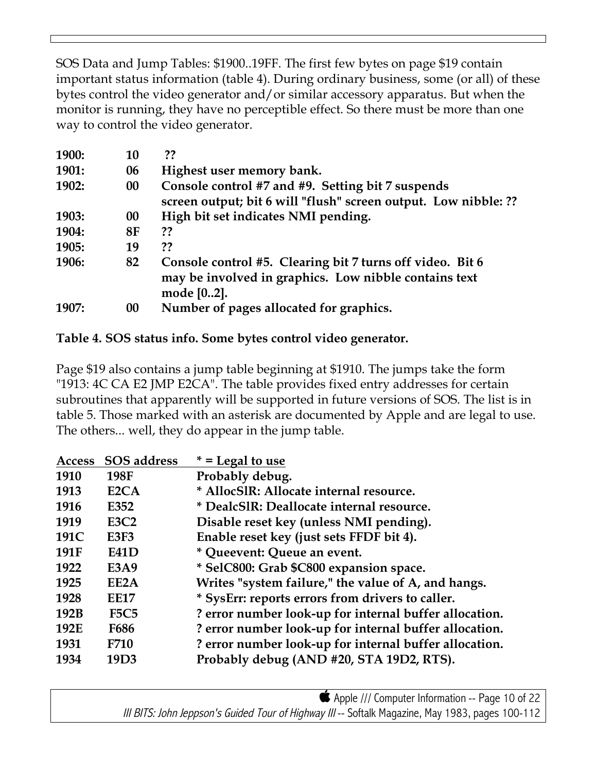SOS Data and Jump Tables: $1900..19FF. The first few bytes on page $19 contain important status information (table 4). During ordinary business, some (or all) of these bytes control the video generator and/or similar accessory apparatus. But when the monitor is running, they have no perceptible effect. So there must be more than one way to control the video generator.

| | | |
|---|---|---|
| **1900:** | **10** | **??** |
| **1901:** | **06** | **Highest user memory bank.** |
| **1902:** | **00** | **Console control #7 and #9. Setting bit 7 suspends screen output; bit 6 will "flush" screen output. Low nibble: ??** |
| **1903:** | **00** | **High bit set indicates NMI pending.** |
| **1904:** | **8F** | **??** |
| **1905:** | **19** | **??** |
| **1906:** | **82** | **Console control #5. Clearing bit 7 turns off video. Bit 6 may be involved in graphics. Low nibble contains text mode [0..2].** |
| **1907:** | **00** | **Number of pages allocated for graphics.** |

**Table 4. SOS status info. Some bytes control video generator.**

Page $19 also contains a jump table beginning at $1910. The jumps take the form "1913: 4C CA E2 JMP E2CA". The table provides fixed entry addresses for certain subroutines that apparently will be supported in future versions of SOS. The list is in table 5. Those marked with an asterisk are documented by Apple and are legal to use. The others... well, they do appear in the jump table.

| Access | SOS address | * = Legal to use |
|---|---|---|
| **1910** | **198F** | **Probably debug.** |
| **1913** | **E2CA** | **\* AllocSIR: Allocate internal resource.** |
| **1916** | **E352** | **\* DealcSIR: Deallocate internal resource.** |
| **1919** | **E3C2** | **Disable reset key (unless NMI pending).** |
| **191C** | **E3F3** | **Enable reset key (just sets FFDF bit 4).** |
| **191F** | **E41D** | **\* Queevent: Queue an event.** |
| **1922** | **E3A9** | **\* SelC800: Grab $C800 expansion space.** |
| **1925** | **EE2A** | **Writes "system failure," the value of A, and hangs.** |
| **1928** | **EE17** | **\* SysErr: reports errors from drivers to caller.** |
| **192B** | **F5C5** | **? error number look-up for internal buffer allocation.** |
| **192E** | **F686** | **? error number look-up for internal buffer allocation.** |
| **1931** | **F710** | **? error number look-up for internal buffer allocation.** |
| **1934** | **19D3** | **Probably debug (AND #20, STA 19D2, RTS).** |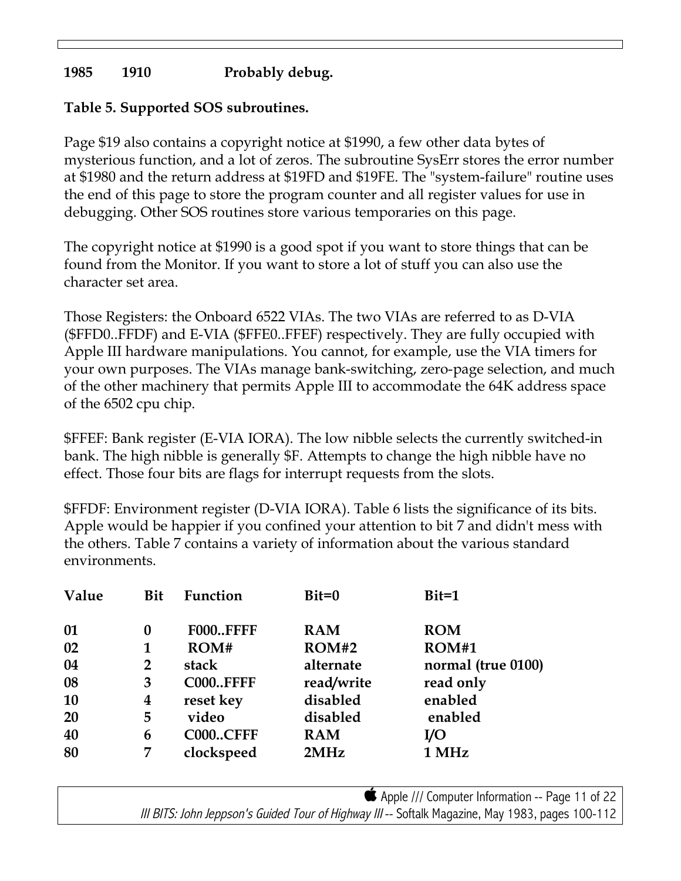**1985 1910 Probably debug.**

**Table 5. Supported SOS subroutines.**

Page $19 also contains a copyright notice at $1990, a few other data bytes of mysterious function, and a lot of zeros. The subroutine SysErr stores the error number at $1980 and the return address at $19FD and $19FE. The "system-failure" routine uses the end of this page to store the program counter and all register values for use in debugging. Other SOS routines store various temporaries on this page.

The copyright notice at $1990 is a good spot if you want to store things that can be found from the Monitor. If you want to store a lot of stuff you can also use the character set area.

Those Registers: the Onboard 6522 VIAs. The two VIAs are referred to as D-VIA ($FFD0..FFDF) and E-VIA ($FFE0..FFEF) respectively. They are fully occupied with Apple III hardware manipulations. You cannot, for example, use the VIA timers for your own purposes. The VIAs manage bank-switching, zero-page selection, and much of the other machinery that permits Apple III to accommodate the 64K address space of the 6502 cpu chip.

$FFEF: Bank register (E-VIA IORA). The low nibble selects the currently switched-in bank. The high nibble is generally $F. Attempts to change the high nibble have no effect. Those four bits are flags for interrupt requests from the slots.

$FFDF: Environment register (D-VIA IORA). Table 6 lists the significance of its bits. Apple would be happier if you confined your attention to bit 7 and didn't mess with the others. Table 7 contains a variety of information about the various standard environments.

| Value | Bit | Function | Bit=0 | Bit=1 |
|---|---|---|---|---|
| 01 | 0 | F000..FFFF | RAM | ROM |
| 02 | 1 | ROM# | ROM#2 | ROM#1 |
| 04 | 2 | stack | alternate | normal (true 0100) |
| 08 | 3 | C000..FFFF | read/write | read only |
| 10 | 4 | reset key | disabled | enabled |
| 20 | 5 | video | disabled | enabled |
| 40 | 6 | C000..CFFF | RAM | I/O |
| 80 | 7 | clockspeed | 2MHz | 1 MHz |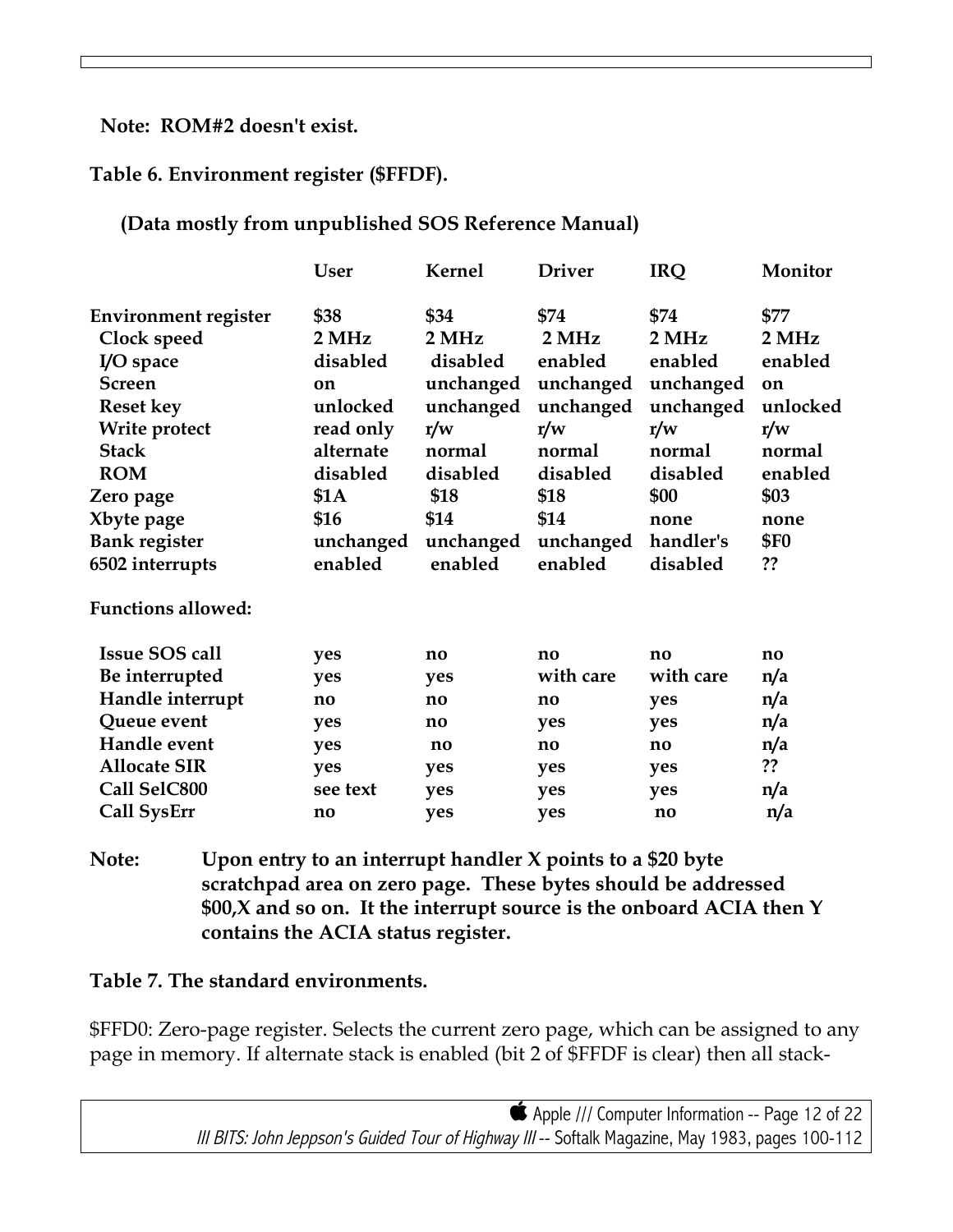**Note: ROM#2 doesn't exist.**

**Table 6. Environment register ($FFDF).**

**(Data mostly from unpublished SOS Reference Manual)**

| | User | Kernel | Driver | IRQ | Monitor |
|---|---|---|---|---|---|
| **Environment register** | $38 | $34 | $74 | $74 | $77 |
| **Clock speed** | 2 MHz | 2 MHz | 2 MHz | 2 MHz | 2 MHz |
| **I/O space** | disabled | disabled | enabled | enabled | enabled |
| **Screen** | on | unchanged | unchanged | unchanged | on |
| **Reset key** | unlocked | unchanged | unchanged | unchanged | unlocked |
| **Write protect** | read only | r/w | r/w | r/w | r/w |
| **Stack** | alternate | normal | normal | normal | normal |
| **ROM** | disabled | disabled | disabled | disabled | enabled |
| **Zero page** | $1A | $18 | $18 | $00 | $03 |
| **Xbyte page** | $16 | $14 | $14 | none | none |
| **Bank register** | unchanged | unchanged | unchanged | handler's | $F0 |
| **6502 interrupts** | enabled | enabled | enabled | disabled | ?? |
| **Functions allowed:** | | | | | |
| **Issue SOS call** | yes | no | no | no | no |
| **Be interrupted** | yes | yes | with care | with care | n/a |
| **Handle interrupt** | no | no | no | yes | n/a |
| **Queue event** | yes | no | yes | yes | n/a |
| **Handle event** | yes | no | no | no | n/a |
| **Allocate SIR** | yes | yes | yes | yes | ?? |
| **Call SelC800** | see text | yes | yes | yes | n/a |
| **Call SysErr** | no | yes | yes | no | n/a |

**Note: Upon entry to an interrupt handler X points to a $20 byte scratchpad area on zero page. These bytes should be addressed $00,X and so on. It the interrupt source is the onboard ACIA then Y contains the ACIA status register.**

**Table 7. The standard environments.**

$FFD0: Zero-page register. Selects the current zero page, which can be assigned to any page in memory. If alternate stack is enabled (bit 2 of $FFDF is clear) then all stack-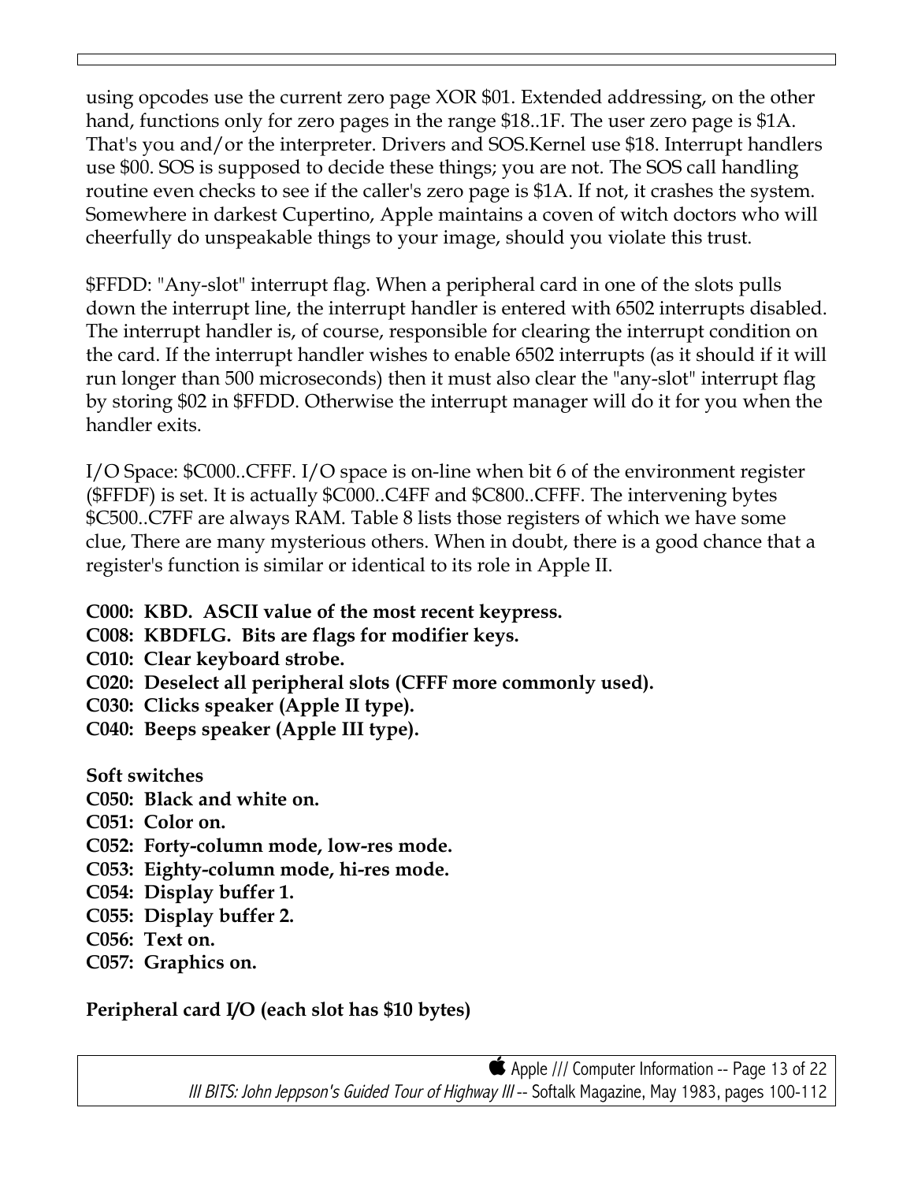using opcodes use the current zero page XOR $01. Extended addressing, on the other hand, functions only for zero pages in the range $18..1F. The user zero page is $1A. That's you and/or the interpreter. Drivers and SOS.Kernel use $18. Interrupt handlers use $00. SOS is supposed to decide these things; you are not. The SOS call handling routine even checks to see if the caller's zero page is $1A. If not, it crashes the system. Somewhere in darkest Cupertino, Apple maintains a coven of witch doctors who will cheerfully do unspeakable things to your image, should you violate this trust.

$FFDD: "Any-slot" interrupt flag. When a peripheral card in one of the slots pulls down the interrupt line, the interrupt handler is entered with 6502 interrupts disabled. The interrupt handler is, of course, responsible for clearing the interrupt condition on the card. If the interrupt handler wishes to enable 6502 interrupts (as it should if it will run longer than 500 microseconds) then it must also clear the "any-slot" interrupt flag by storing $02 in $FFDD. Otherwise the interrupt manager will do it for you when the handler exits.

I/O Space: $C000..CFFF. I/O space is on-line when bit 6 of the environment register ($FFDF) is set. It is actually $C000..C4FF and $C800..CFFF. The intervening bytes $C500..C7FF are always RAM. Table 8 lists those registers of which we have some clue, There are many mysterious others. When in doubt, there is a good chance that a register's function is similar or identical to its role in Apple II.

**C000: KBD. ASCII value of the most recent keypress.**
**C008: KBDFLG. Bits are flags for modifier keys.**
**C010: Clear keyboard strobe.**
**C020: Deselect all peripheral slots (CFFF more commonly used).**
**C030: Clicks speaker (Apple II type).**
**C040: Beeps speaker (Apple III type).**

**Soft switches**
**C050: Black and white on.**
**C051: Color on.**
**C052: Forty-column mode, low-res mode.**
**C053: Eighty-column mode, hi-res mode.**
**C054: Display buffer 1.**
**C055: Display buffer 2.**
**C056: Text on.**
**C057: Graphics on.**

**Peripheral card I/O (each slot has $10 bytes)**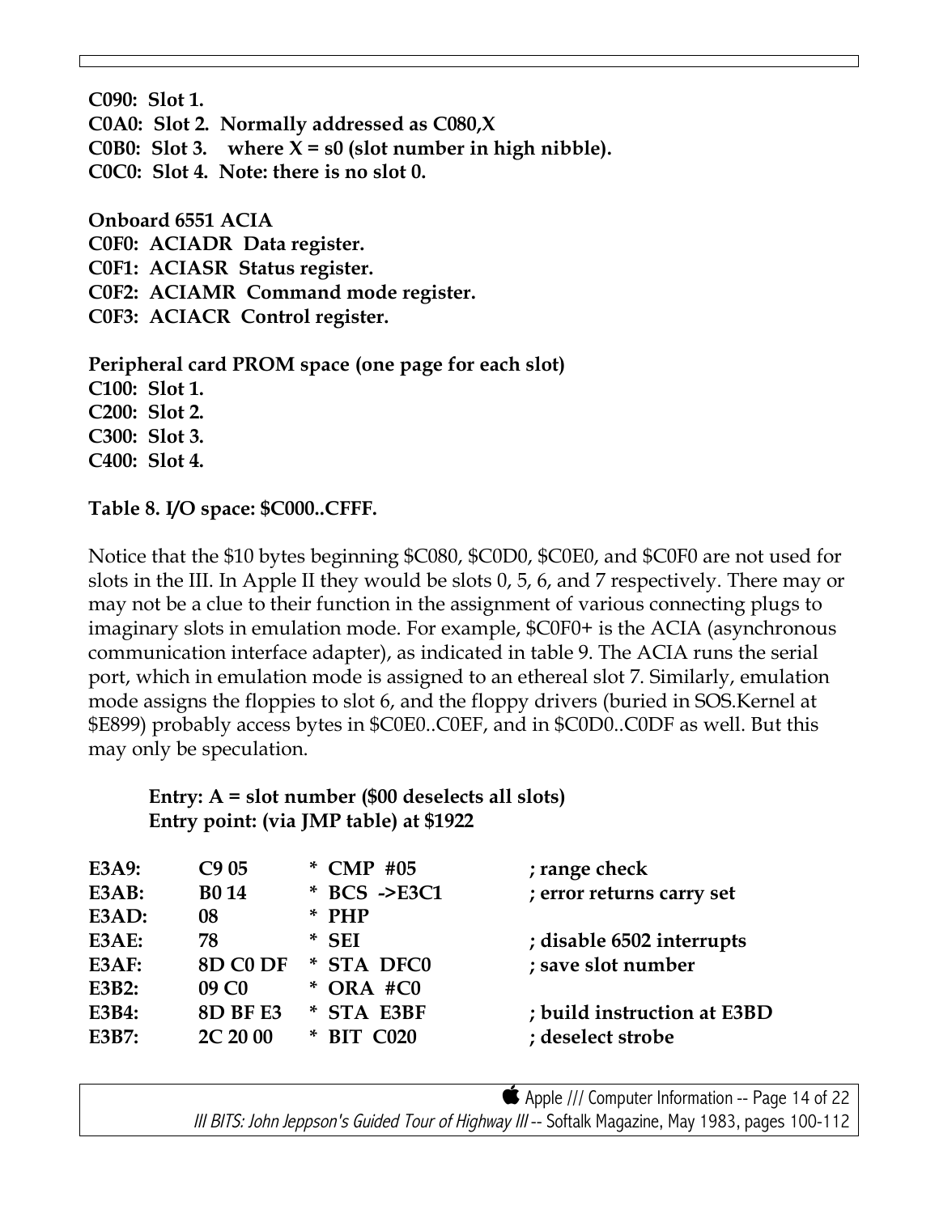**C090: Slot 1.**
**C0A0: Slot 2. Normally addressed as C080,X**
**C0B0: Slot 3. where X = s0 (slot number in high nibble).**
**C0C0: Slot 4. Note: there is no slot 0.**

**Onboard 6551 ACIA**
**C0F0: ACIADR Data register.**
**C0F1: ACIASR Status register.**
**C0F2: ACIAMR Command mode register.**
**C0F3: ACIACR Control register.**

**Peripheral card PROM space (one page for each slot)**
**C100: Slot 1.**
**C200: Slot 2.**
**C300: Slot 3.**
**C400: Slot 4.**

**Table 8. I/O space: $C000..CFFF.**

Notice that the $10 bytes beginning $C080, $C0D0, $C0E0, and $C0F0 are not used for slots in the III. In Apple II they would be slots 0, 5, 6, and 7 respectively. There may or may not be a clue to their function in the assignment of various connecting plugs to imaginary slots in emulation mode. For example, $C0F0+ is the ACIA (asynchronous communication interface adapter), as indicated in table 9. The ACIA runs the serial port, which in emulation mode is assigned to an ethereal slot 7. Similarly, emulation mode assigns the floppies to slot 6, and the floppy drivers (buried in SOS.Kernel at $E899) probably access bytes in $C0E0..C0EF, and in $C0D0..C0DF as well. But this may only be speculation.

**Entry: A = slot number ($00 deselects all slots)**
**Entry point: (via JMP table) at $1922**

```
E3A9:    C9 05      * CMP  #05       ; range check
E3AB:    B0 14      * BCS  ->E3C1    ; error returns carry set
E3AD:    08         * PHP
E3AE:    78         * SEI            ; disable 6502 interrupts
E3AF:    8D C0 DF   * STA  DFC0      ; save slot number
E3B2:    09 C0      * ORA  #C0
E3B4:    8D BF E3   * STA  E3BF      ; build instruction at E3BD
E3B7:    2C 20 00   * BIT  C020      ; deselect strobe
```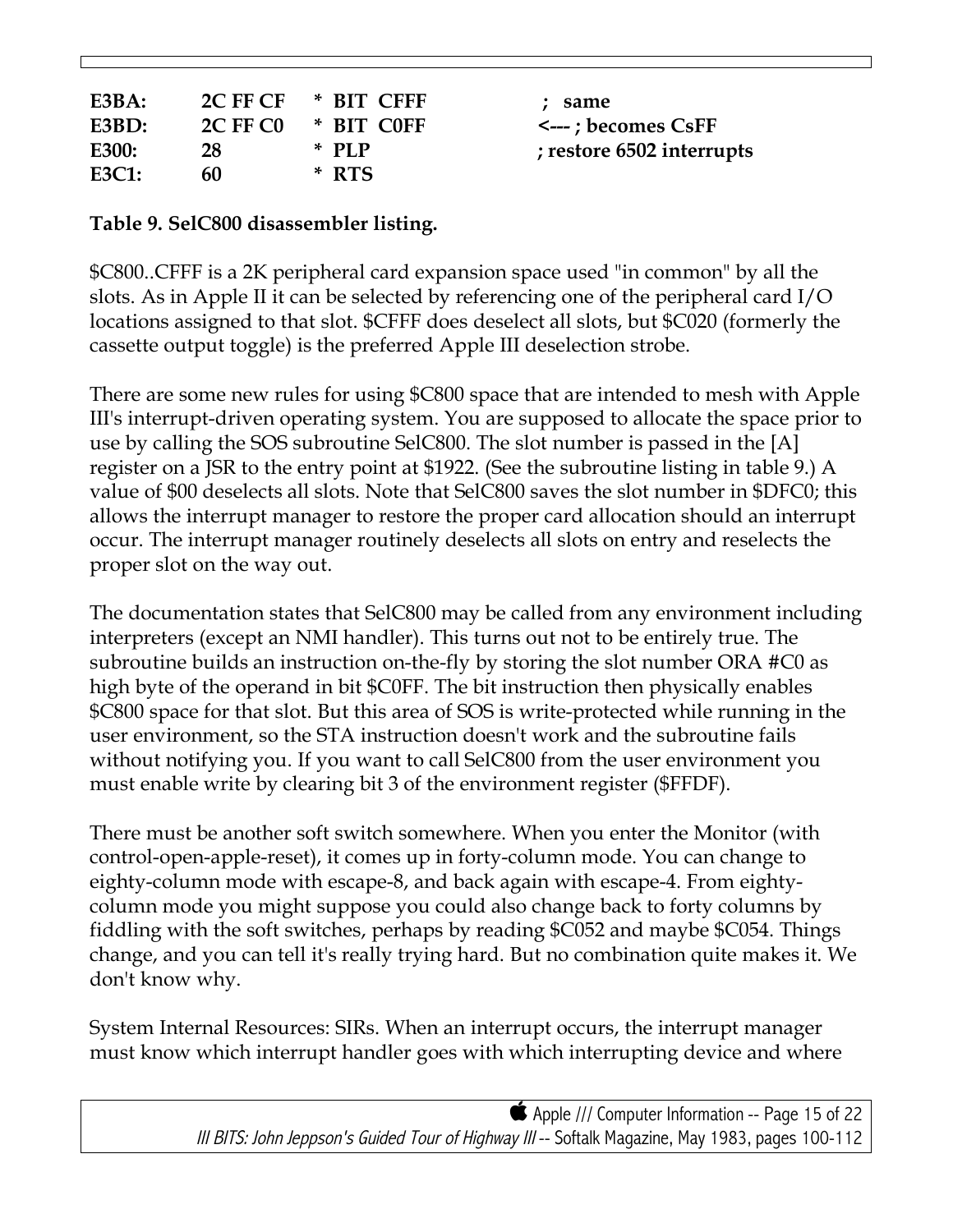```
E3BA:    2C FF CF    * BIT  CFFF       ;  same
E3BD:    2C FF C0    * BIT  C0FF      <--- ; becomes CsFF
E300:    28          * PLP            ; restore 6502 interrupts
E3C1:    60          * RTS
```

**Table 9. SelC800 disassembler listing.**

$C800..CFFF is a 2K peripheral card expansion space used "in common" by all the slots. As in Apple II it can be selected by referencing one of the peripheral card I/O locations assigned to that slot. $CFFF does deselect all slots, but $C020 (formerly the cassette output toggle) is the preferred Apple III deselection strobe.

There are some new rules for using $C800 space that are intended to mesh with Apple III's interrupt-driven operating system. You are supposed to allocate the space prior to use by calling the SOS subroutine SelC800. The slot number is passed in the [A] register on a JSR to the entry point at $1922. (See the subroutine listing in table 9.) A value of $00 deselects all slots. Note that SelC800 saves the slot number in $DFC0; this allows the interrupt manager to restore the proper card allocation should an interrupt occur. The interrupt manager routinely deselects all slots on entry and reselects the proper slot on the way out.

The documentation states that SelC800 may be called from any environment including interpreters (except an NMI handler). This turns out not to be entirely true. The subroutine builds an instruction on-the-fly by storing the slot number ORA #C0 as high byte of the operand in bit $C0FF. The bit instruction then physically enables $C800 space for that slot. But this area of SOS is write-protected while running in the user environment, so the STA instruction doesn't work and the subroutine fails without notifying you. If you want to call SelC800 from the user environment you must enable write by clearing bit 3 of the environment register ($FFDF).

There must be another soft switch somewhere. When you enter the Monitor (with control-open-apple-reset), it comes up in forty-column mode. You can change to eighty-column mode with escape-8, and back again with escape-4. From eighty-column mode you might suppose you could also change back to forty columns by fiddling with the soft switches, perhaps by reading $C052 and maybe $C054. Things change, and you can tell it's really trying hard. But no combination quite makes it. We don't know why.

System Internal Resources: SIRs. When an interrupt occurs, the interrupt manager must know which interrupt handler goes with which interrupting device and where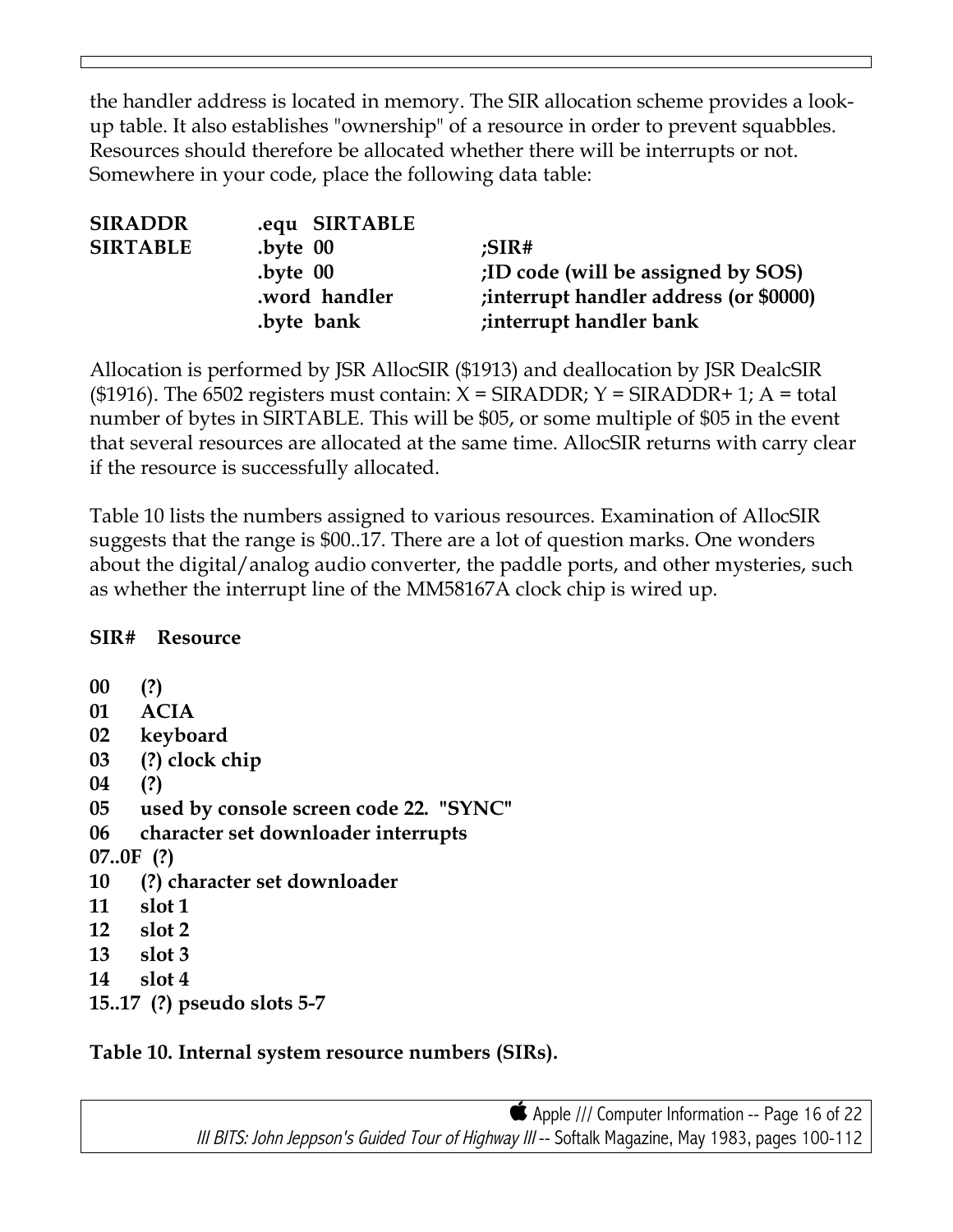the handler address is located in memory. The SIR allocation scheme provides a look-up table. It also establishes "ownership" of a resource in order to prevent squabbles. Resources should therefore be allocated whether there will be interrupts or not. Somewhere in your code, place the following data table:

```
SIRADDR     .equ  SIRTABLE
SIRTABLE    .byte 00           ;SIR#
            .byte 00           ;ID code (will be assigned by SOS)
            .word handler      ;interrupt handler address (or $0000)
            .byte bank         ;interrupt handler bank
```

Allocation is performed by JSR AllocSIR ($1913) and deallocation by JSR DealcSIR ($1916). The 6502 registers must contain: X = SIRADDR; Y = SIRADDR+ 1; A = total number of bytes in SIRTABLE. This will be $05, or some multiple of $05 in the event that several resources are allocated at the same time. AllocSIR returns with carry clear if the resource is successfully allocated.

Table 10 lists the numbers assigned to various resources. Examination of AllocSIR suggests that the range is $00..17. There are a lot of question marks. One wonders about the digital/analog audio converter, the paddle ports, and other mysteries, such as whether the interrupt line of the MM58167A clock chip is wired up.

| SIR# | Resource |
|---|---|
| 00 | (?) |
| 01 | ACIA |
| 02 | keyboard |
| 03 | (?) clock chip |
| 04 | (?) |
| 05 | used by console screen code 22. "SYNC" |
| 06 | character set downloader interrupts |
| 07..0F | (?) |
| 10 | (?) character set downloader |
| 11 | slot 1 |
| 12 | slot 2 |
| 13 | slot 3 |
| 14 | slot 4 |
| 15..17 | (?) pseudo slots 5-7 |

**Table 10. Internal system resource numbers (SIRs).**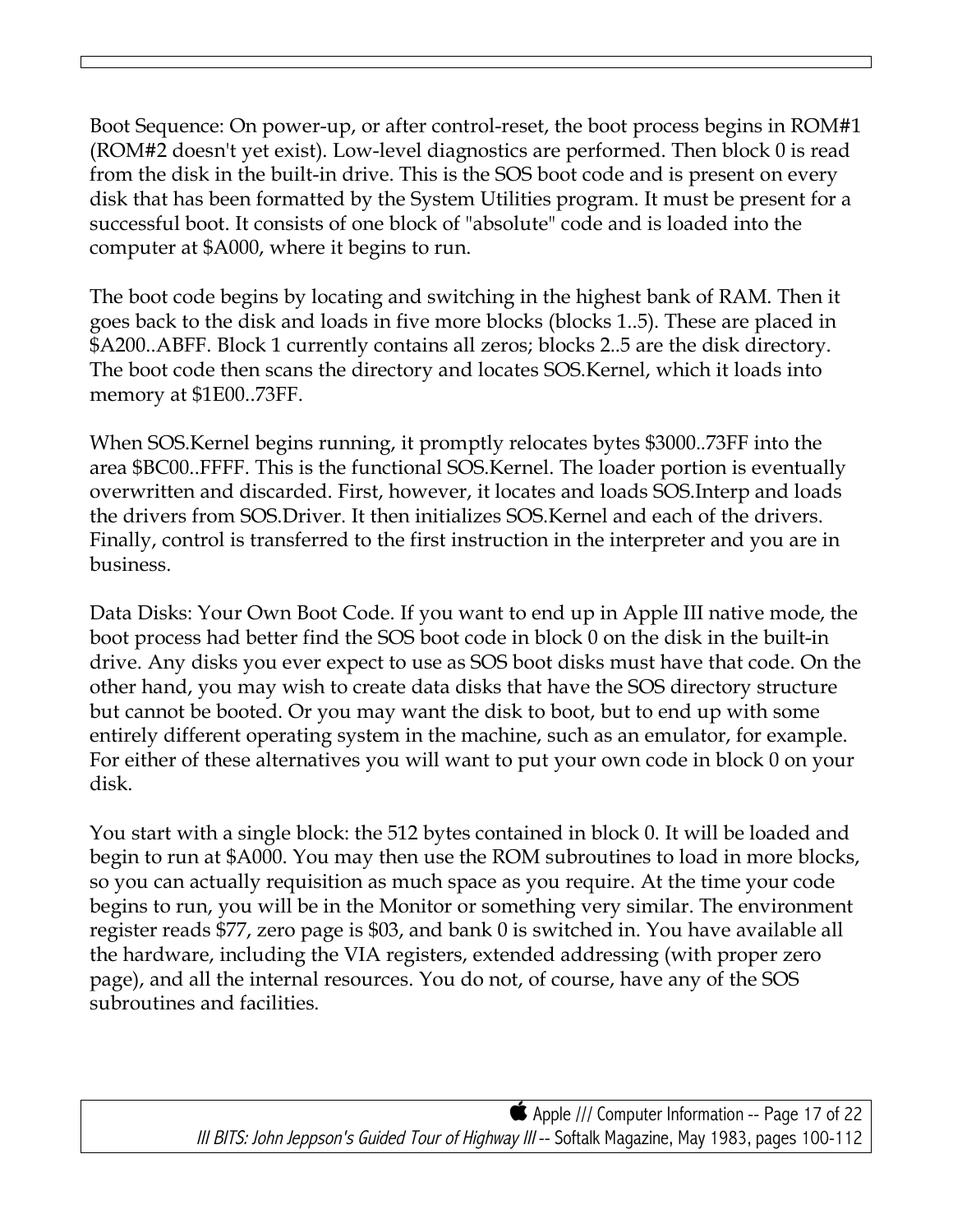Boot Sequence: On power-up, or after control-reset, the boot process begins in ROM#1 (ROM#2 doesn't yet exist). Low-level diagnostics are performed. Then block 0 is read from the disk in the built-in drive. This is the SOS boot code and is present on every disk that has been formatted by the System Utilities program. It must be present for a successful boot. It consists of one block of "absolute" code and is loaded into the computer at $A000, where it begins to run.

The boot code begins by locating and switching in the highest bank of RAM. Then it goes back to the disk and loads in five more blocks (blocks 1..5). These are placed in $A200..ABFF. Block 1 currently contains all zeros; blocks 2..5 are the disk directory. The boot code then scans the directory and locates SOS.Kernel, which it loads into memory at $1E00..73FF.

When SOS.Kernel begins running, it promptly relocates bytes $3000..73FF into the area $BC00..FFFF. This is the functional SOS.Kernel. The loader portion is eventually overwritten and discarded. First, however, it locates and loads SOS.Interp and loads the drivers from SOS.Driver. It then initializes SOS.Kernel and each of the drivers. Finally, control is transferred to the first instruction in the interpreter and you are in business.

Data Disks: Your Own Boot Code. If you want to end up in Apple III native mode, the boot process had better find the SOS boot code in block 0 on the disk in the built-in drive. Any disks you ever expect to use as SOS boot disks must have that code. On the other hand, you may wish to create data disks that have the SOS directory structure but cannot be booted. Or you may want the disk to boot, but to end up with some entirely different operating system in the machine, such as an emulator, for example. For either of these alternatives you will want to put your own code in block 0 on your disk.

You start with a single block: the 512 bytes contained in block 0. It will be loaded and begin to run at $A000. You may then use the ROM subroutines to load in more blocks, so you can actually requisition as much space as you require. At the time your code begins to run, you will be in the Monitor or something very similar. The environment register reads $77, zero page is $03, and bank 0 is switched in. You have available all the hardware, including the VIA registers, extended addressing (with proper zero page), and all the internal resources. You do not, of course, have any of the SOS subroutines and facilities.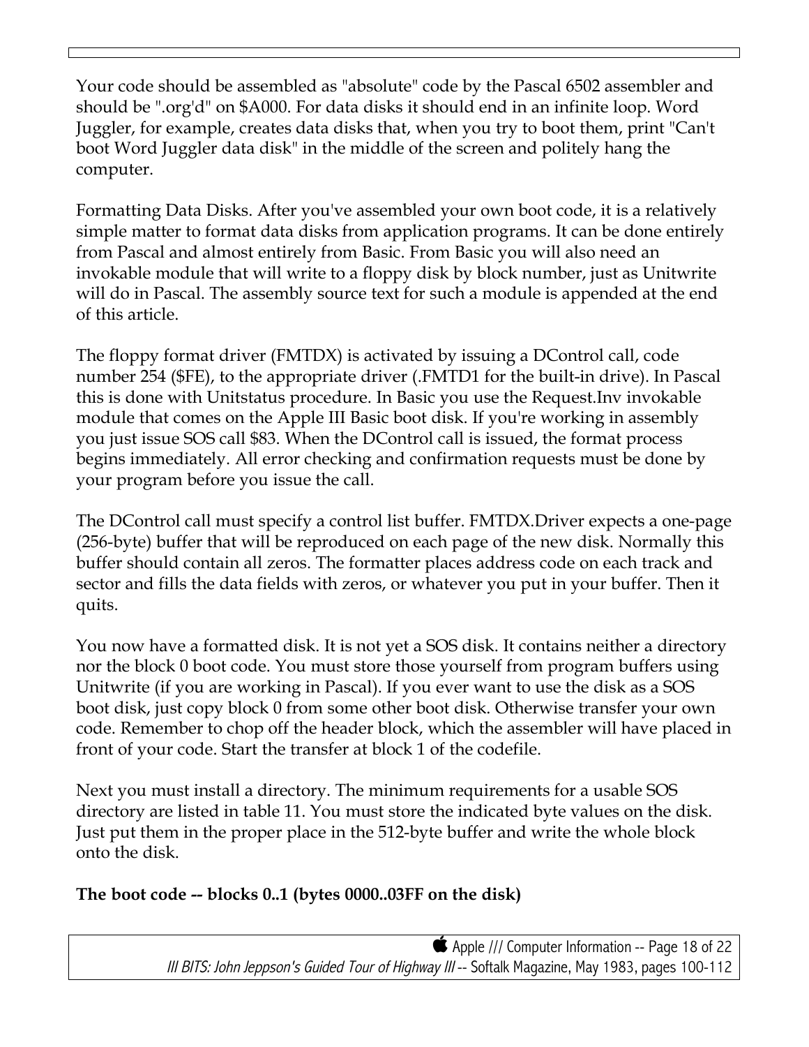Your code should be assembled as "absolute" code by the Pascal 6502 assembler and should be ".org'd" on $A000. For data disks it should end in an infinite loop. Word Juggler, for example, creates data disks that, when you try to boot them, print "Can't boot Word Juggler data disk" in the middle of the screen and politely hang the computer.

Formatting Data Disks. After you've assembled your own boot code, it is a relatively simple matter to format data disks from application programs. It can be done entirely from Pascal and almost entirely from Basic. From Basic you will also need an invokable module that will write to a floppy disk by block number, just as Unitwrite will do in Pascal. The assembly source text for such a module is appended at the end of this article.

The floppy format driver (FMTDX) is activated by issuing a DControl call, code number 254 ($FE), to the appropriate driver (.FMTD1 for the built-in drive). In Pascal this is done with Unitstatus procedure. In Basic you use the Request.Inv invokable module that comes on the Apple III Basic boot disk. If you're working in assembly you just issue SOS call $83. When the DControl call is issued, the format process begins immediately. All error checking and confirmation requests must be done by your program before you issue the call.

The DControl call must specify a control list buffer. FMTDX.Driver expects a one-page (256-byte) buffer that will be reproduced on each page of the new disk. Normally this buffer should contain all zeros. The formatter places address code on each track and sector and fills the data fields with zeros, or whatever you put in your buffer. Then it quits.

You now have a formatted disk. It is not yet a SOS disk. It contains neither a directory nor the block 0 boot code. You must store those yourself from program buffers using Unitwrite (if you are working in Pascal). If you ever want to use the disk as a SOS boot disk, just copy block 0 from some other boot disk. Otherwise transfer your own code. Remember to chop off the header block, which the assembler will have placed in front of your code. Start the transfer at block 1 of the codefile.

Next you must install a directory. The minimum requirements for a usable SOS directory are listed in table 11. You must store the indicated byte values on the disk. Just put them in the proper place in the 512-byte buffer and write the whole block onto the disk.

**The boot code -- blocks 0..1 (bytes 0000..03FF on the disk)**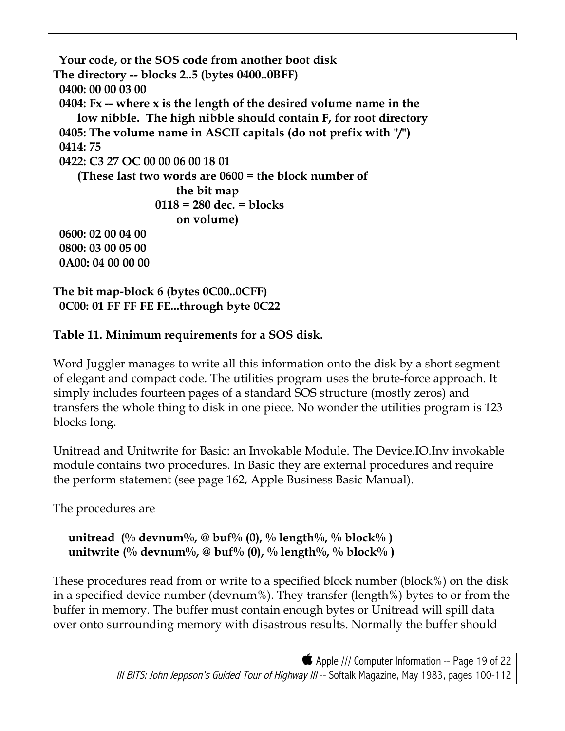**Your code, or the SOS code from another boot disk**

**The directory -- blocks 2..5 (bytes 0400..0BFF)**

**0400: 00 00 03 00**

**0404: Fx -- where x is the length of the desired volume name in the low nibble. The high nibble should contain F, for root directory**

**0405: The volume name in ASCII capitals (do not prefix with "/")**

**0414: 75**

**0422: C3 27 OC 00 00 06 00 18 01**

**(These last two words are 0600 = the block number of the bit map**
**0118 = 280 dec. = blocks on volume)**

**0600: 02 00 04 00**

**0800: 03 00 05 00**

**0A00: 04 00 00 00**

**The bit map-block 6 (bytes 0C00..0CFF)**

**0C00: 01 FF FF FE FE...through byte 0C22**

**Table 11. Minimum requirements for a SOS disk.**

Word Juggler manages to write all this information onto the disk by a short segment of elegant and compact code. The utilities program uses the brute-force approach. It simply includes fourteen pages of a standard SOS structure (mostly zeros) and transfers the whole thing to disk in one piece. No wonder the utilities program is 123 blocks long.

Unitread and Unitwrite for Basic: an Invokable Module. The Device.IO.Inv invokable module contains two procedures. In Basic they are external procedures and require the perform statement (see page 162, Apple Business Basic Manual).

The procedures are

**unitread (% devnum%, @ buf% (0), % length%, % block% )**
**unitwrite (% devnum%, @ buf% (0), % length%, % block% )**

These procedures read from or write to a specified block number (block%) on the disk in a specified device number (devnum%). They transfer (length%) bytes to or from the buffer in memory. The buffer must contain enough bytes or Unitread will spill data over onto surrounding memory with disastrous results. Normally the buffer should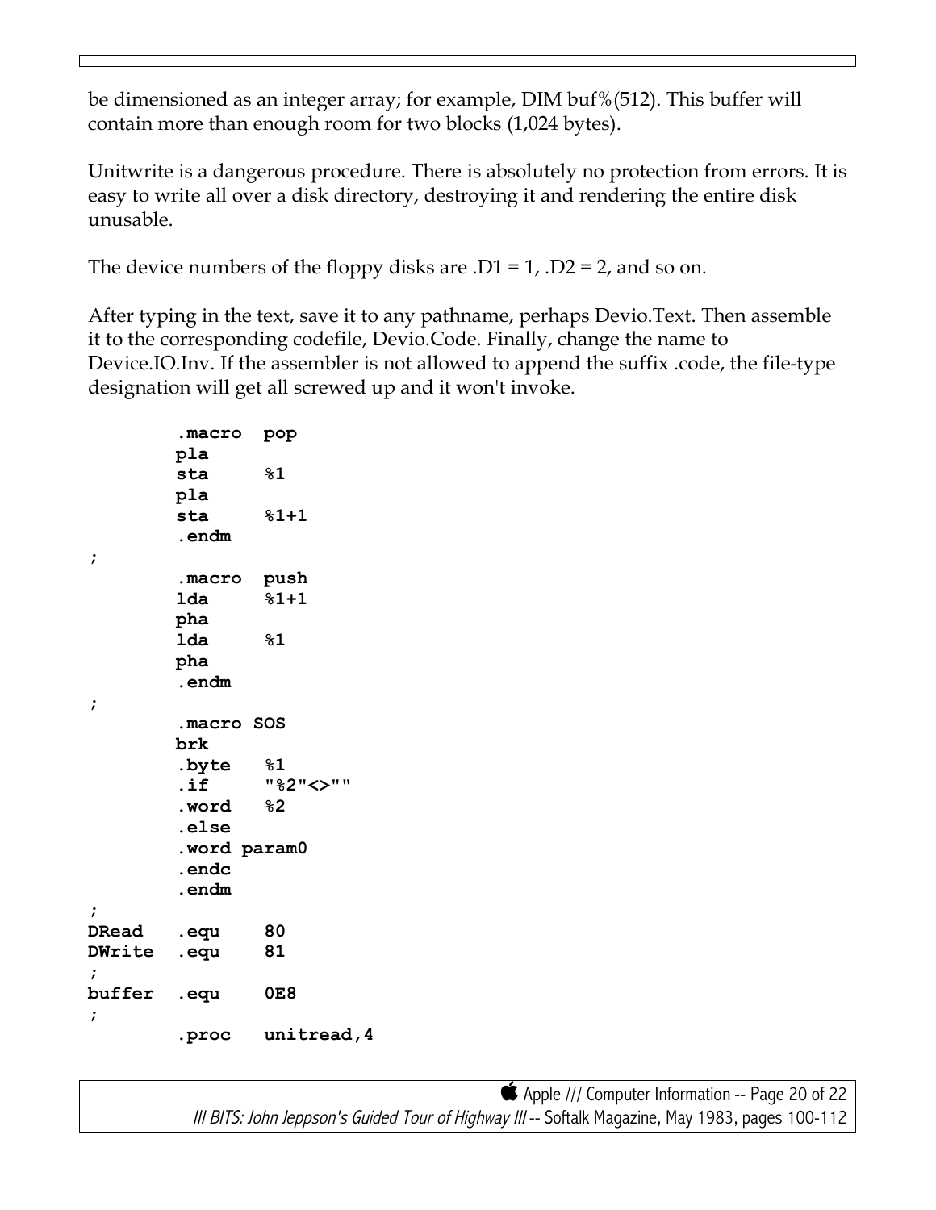be dimensioned as an integer array; for example, DIM buf%(512). This buffer will contain more than enough room for two blocks (1,024 bytes).

Unitwrite is a dangerous procedure. There is absolutely no protection from errors. It is easy to write all over a disk directory, destroying it and rendering the entire disk unusable.

The device numbers of the floppy disks are .D1 = 1, .D2 = 2, and so on.

After typing in the text, save it to any pathname, perhaps Devio.Text. Then assemble it to the corresponding codefile, Devio.Code. Finally, change the name to Device.IO.Inv. If the assembler is not allowed to append the suffix .code, the file-type designation will get all screwed up and it won't invoke.

```
        .macro  pop
        pla
        sta     %1
        pla
        sta     %1+1
        .endm
;
        .macro  push
        lda     %1+1
        pha
        lda     %1
        pha
        .endm
;
        .macro SOS
        brk
        .byte   %1
        .if     "%2"<>""
        .word   %2
        .else
        .word param0
        .endc
        .endm
;
DRead   .equ    80
DWrite  .equ    81
;
buffer  .equ    0E8
;
        .proc   unitread,4
```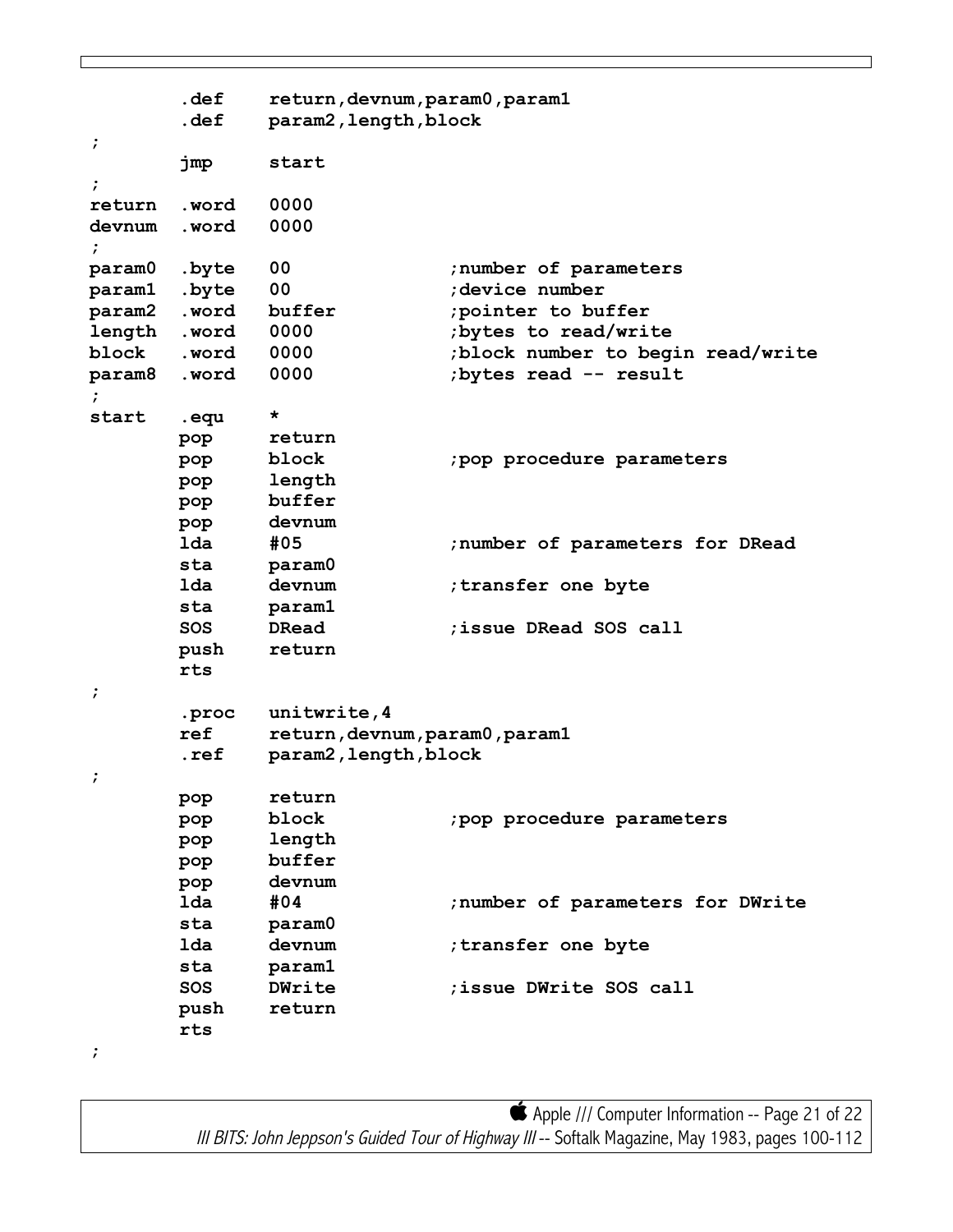```
        .def    return,devnum,param0,param1
        .def    param2,length,block
;
        jmp     start
;
return  .word   0000
devnum  .word   0000
;
param0  .byte   00              ;number of parameters
param1  .byte   00              ;device number
param2  .word   buffer          ;pointer to buffer
length  .word   0000            ;bytes to read/write
block   .word   0000            ;block number to begin read/write
param8  .word   0000            ;bytes read -- result
;
start   .equ    *
        pop     return
        pop     block           ;pop procedure parameters
        pop     length
        pop     buffer
        pop     devnum
        lda     #05             ;number of parameters for DRead
        sta     param0
        lda     devnum          ;transfer one byte
        sta     param1
        SOS     DRead           ;issue DRead SOS call
        push    return
        rts
;
        .proc   unitwrite,4
        ref     return,devnum,param0,param1
        .ref    param2,length,block
;
        pop     return
        pop     block           ;pop procedure parameters
        pop     length
        pop     buffer
        pop     devnum
        lda     #04             ;number of parameters for DWrite
        sta     param0
        lda     devnum          ;transfer one byte
        sta     param1
        SOS     DWrite          ;issue DWrite SOS call
        push    return
        rts
;
```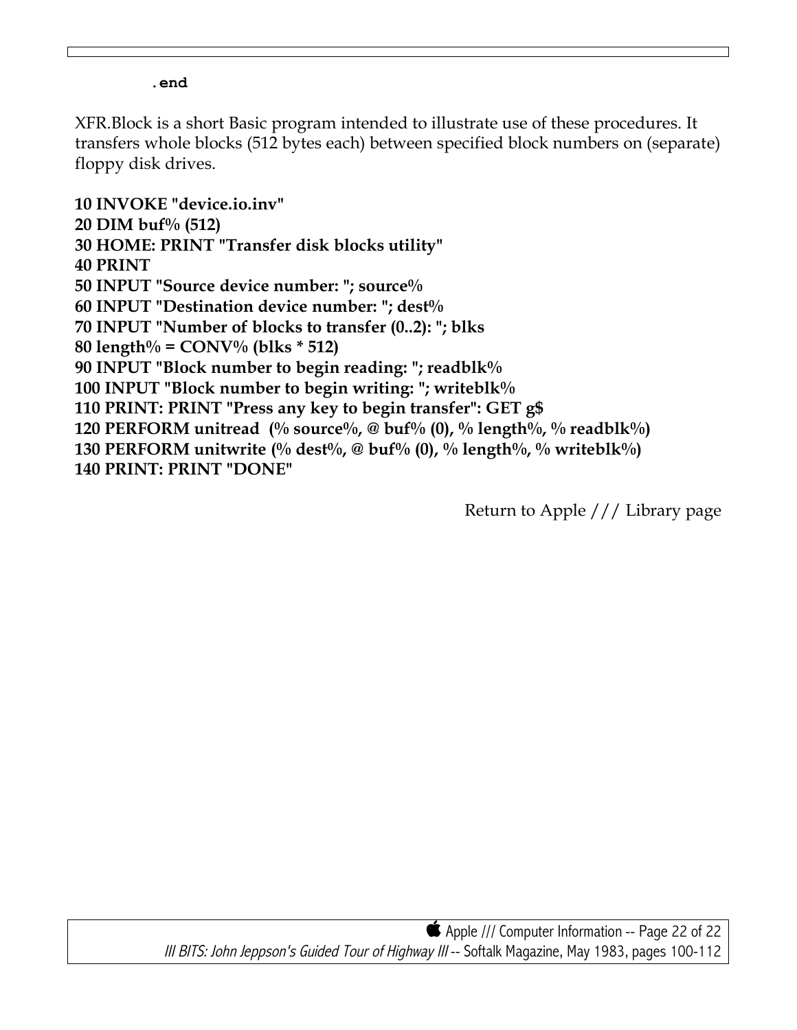```
.end
```

XFR.Block is a short Basic program intended to illustrate use of these procedures. It transfers whole blocks (512 bytes each) between specified block numbers on (separate) floppy disk drives.

```
10 INVOKE "device.io.inv"
20 DIM buf% (512)
30 HOME: PRINT "Transfer disk blocks utility"
40 PRINT
50 INPUT "Source device number: "; source%
60 INPUT "Destination device number: "; dest%
70 INPUT "Number of blocks to transfer (0..2): "; blks
80 length% = CONV% (blks * 512)
90 INPUT "Block number to begin reading: "; readblk%
100 INPUT "Block number to begin writing: "; writeblk%
110 PRINT: PRINT "Press any key to begin transfer": GET g$
120 PERFORM unitread  (% source%, @ buf% (0), % length%, % readblk%)
130 PERFORM unitwrite (% dest%, @ buf% (0), % length%, % writeblk%)
140 PRINT: PRINT "DONE"
```

Return to Apple /// Library page